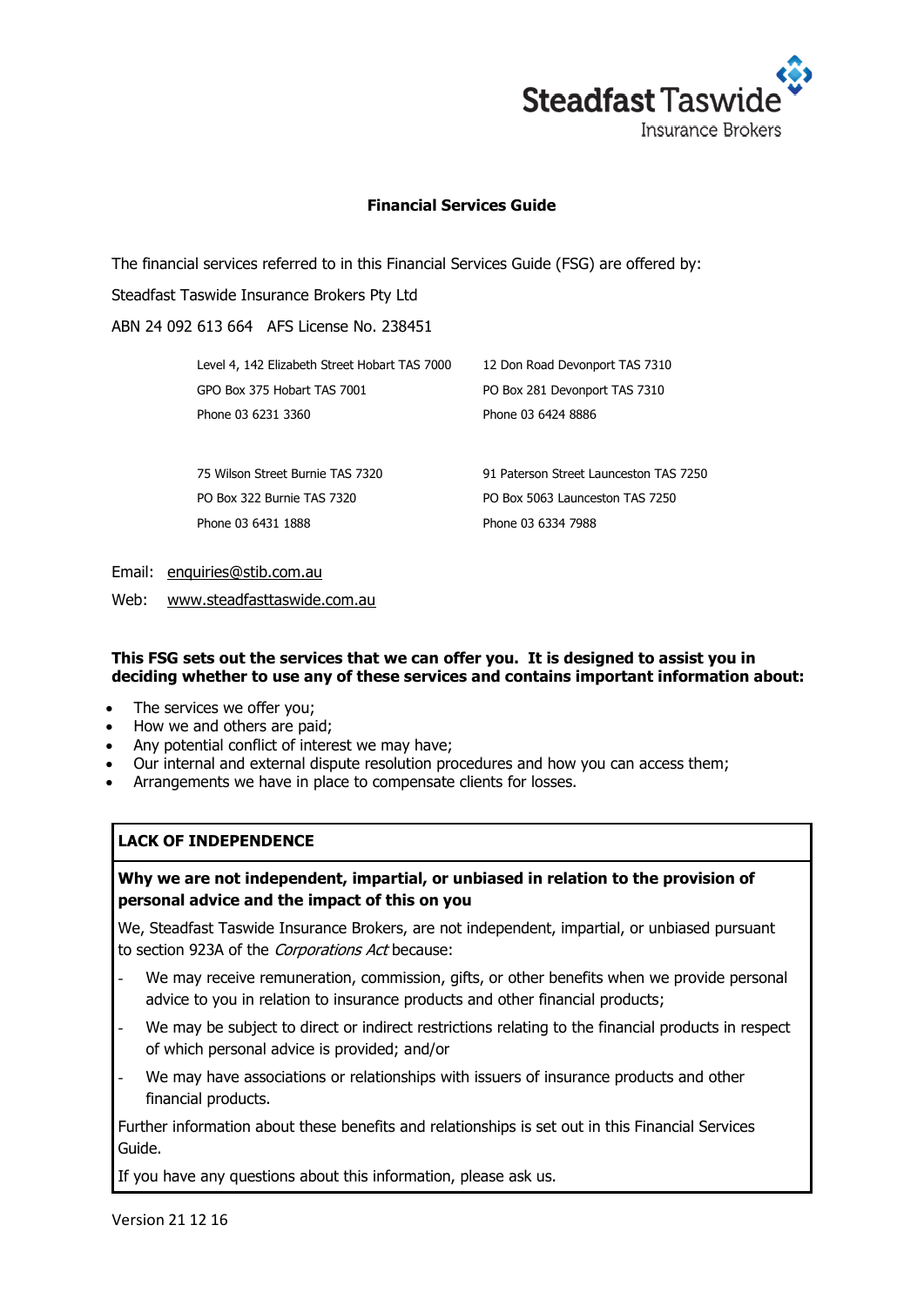Steadfast Taswide

Insurance Brokers

# Financial Services Guide

The financial services referred to in this Financial Services Guide (FSG) are offered by:

Steadfast Taswide Insurance Brokers Pty Ltd

ABN 24 092 613 664 AFS License No. 238451

| | |
|---|---|
| Level 4, 142 Elizabeth Street Hobart TAS 7000 | 12 Don Road Devonport TAS 7310 |
| GPO Box 375 Hobart TAS 7001 | PO Box 281 Devonport TAS 7310 |
| Phone 03 6231 3360 | Phone 03 6424 8886 |
| 75 Wilson Street Burnie TAS 7320 | 91 Paterson Street Launceston TAS 7250 |
| PO Box 322 Burnie TAS 7320 | PO Box 5063 Launceston TAS 7250 |
| Phone 03 6431 1888 | Phone 03 6334 7988 |

Email: enquiries@stib.com.au

Web: www.steadfasttaswide.com.au

**This FSG sets out the services that we can offer you. It is designed to assist you in deciding whether to use any of these services and contains important information about:**

- The services we offer you;
- How we and others are paid;
- Any potential conflict of interest we may have;
- Our internal and external dispute resolution procedures and how you can access them;
- Arrangements we have in place to compensate clients for losses.

## LACK OF INDEPENDENCE

**Why we are not independent, impartial, or unbiased in relation to the provision of personal advice and the impact of this on you**

We, Steadfast Taswide Insurance Brokers, are not independent, impartial, or unbiased pursuant to section 923A of the *Corporations Act* because:

- We may receive remuneration, commission, gifts, or other benefits when we provide personal advice to you in relation to insurance products and other financial products;
- We may be subject to direct or indirect restrictions relating to the financial products in respect of which personal advice is provided; and/or
- We may have associations or relationships with issuers of insurance products and other financial products.

Further information about these benefits and relationships is set out in this Financial Services Guide.

If you have any questions about this information, please ask us.

Version 21 12 16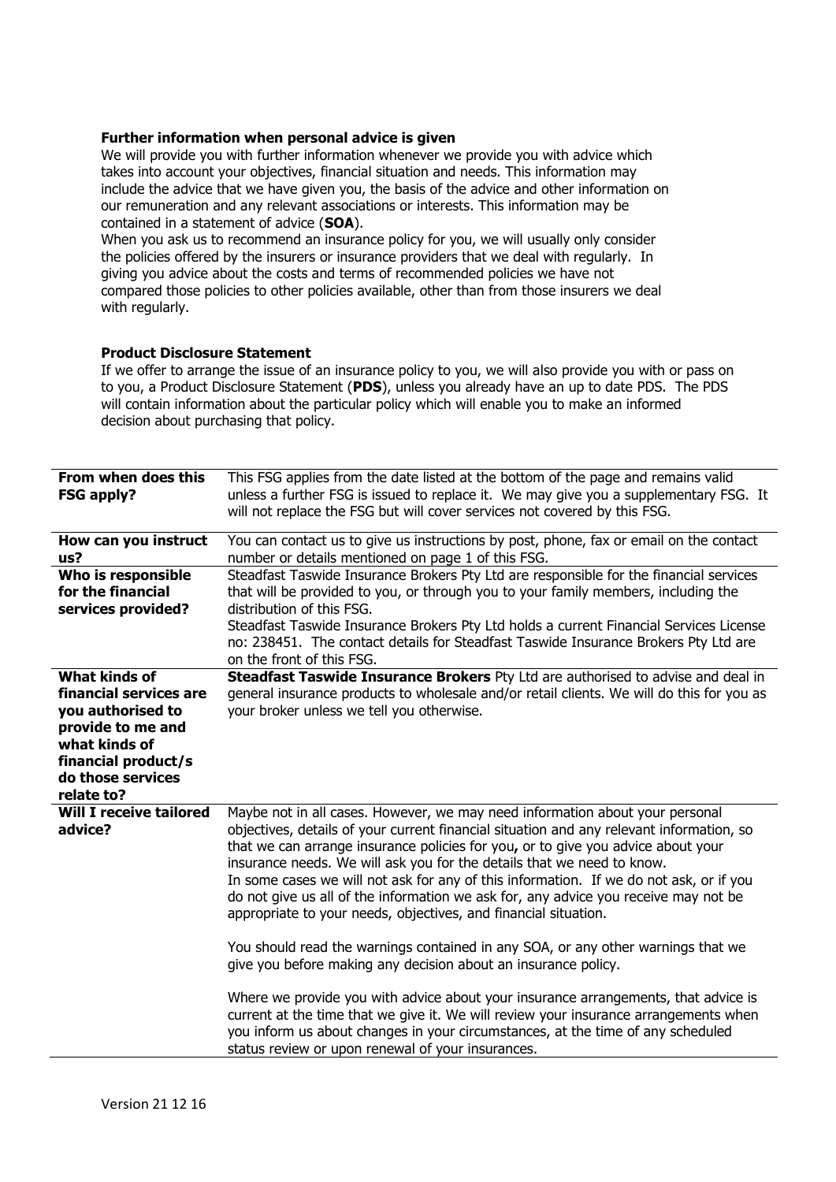### Further information when personal advice is given

We will provide you with further information whenever we provide you with advice which takes into account your objectives, financial situation and needs. This information may include the advice that we have given you, the basis of the advice and other information on our remuneration and any relevant associations or interests. This information may be contained in a statement of advice (**SOA**).

When you ask us to recommend an insurance policy for you, we will usually only consider the policies offered by the insurers or insurance providers that we deal with regularly. In giving you advice about the costs and terms of recommended policies we have not compared those policies to other policies available, other than from those insurers we deal with regularly.

### Product Disclosure Statement

If we offer to arrange the issue of an insurance policy to you, we will also provide you with or pass on to you, a Product Disclosure Statement (**PDS**), unless you already have an up to date PDS. The PDS will contain information about the particular policy which will enable you to make an informed decision about purchasing that policy.

| | |
|---|---|
| **From when does this FSG apply?** | This FSG applies from the date listed at the bottom of the page and remains valid unless a further FSG is issued to replace it. We may give you a supplementary FSG. It will not replace the FSG but will cover services not covered by this FSG. |
| **How can you instruct us?** | You can contact us to give us instructions by post, phone, fax or email on the contact number or details mentioned on page 1 of this FSG. |
| **Who is responsible for the financial services provided?** | Steadfast Taswide Insurance Brokers Pty Ltd are responsible for the financial services that will be provided to you, or through you to your family members, including the distribution of this FSG.<br>Steadfast Taswide Insurance Brokers Pty Ltd holds a current Financial Services License no: 238451. The contact details for Steadfast Taswide Insurance Brokers Pty Ltd are on the front of this FSG. |
| **What kinds of financial services are you authorised to provide to me and what kinds of financial product/s do those services relate to?** | **Steadfast Taswide Insurance Brokers** Pty Ltd are authorised to advise and deal in general insurance products to wholesale and/or retail clients. We will do this for you as your broker unless we tell you otherwise. |
| **Will I receive tailored advice?** | Maybe not in all cases. However, we may need information about your personal objectives, details of your current financial situation and any relevant information, so that we can arrange insurance policies for you**,** or to give you advice about your insurance needs. We will ask you for the details that we need to know.<br>In some cases we will not ask for any of this information. If we do not ask, or if you do not give us all of the information we ask for, any advice you receive may not be appropriate to your needs, objectives, and financial situation.<br><br>You should read the warnings contained in any SOA, or any other warnings that we give you before making any decision about an insurance policy.<br><br>Where we provide you with advice about your insurance arrangements, that advice is current at the time that we give it. We will review your insurance arrangements when you inform us about changes in your circumstances, at the time of any scheduled status review or upon renewal of your insurances. |

Version 21 12 16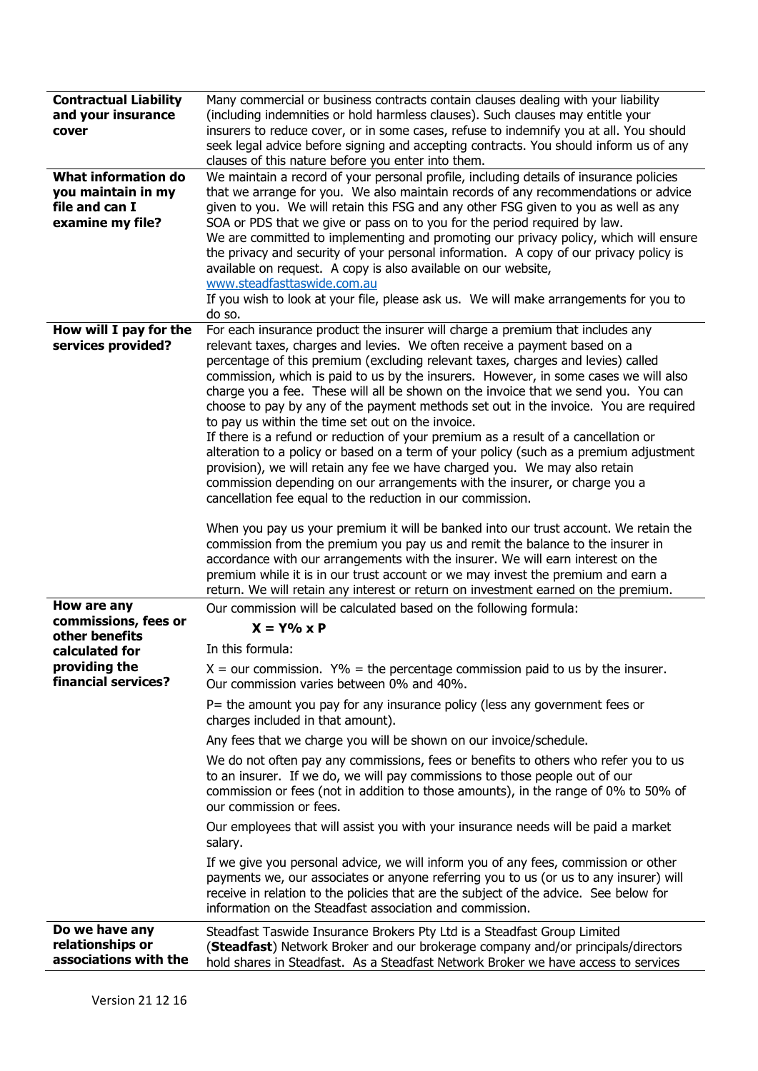| | |
|---|---|
| **Contractual Liability and your insurance cover** | Many commercial or business contracts contain clauses dealing with your liability (including indemnities or hold harmless clauses). Such clauses may entitle your insurers to reduce cover, or in some cases, refuse to indemnify you at all. You should seek legal advice before signing and accepting contracts. You should inform us of any clauses of this nature before you enter into them. |
| **What information do you maintain in my file and can I examine my file?** | We maintain a record of your personal profile, including details of insurance policies that we arrange for you. We also maintain records of any recommendations or advice given to you. We will retain this FSG and any other FSG given to you as well as any SOA or PDS that we give or pass on to you for the period required by law.<br>We are committed to implementing and promoting our privacy policy, which will ensure the privacy and security of your personal information. A copy of our privacy policy is available on request. A copy is also available on our website, www.steadfasttaswide.com.au<br>If you wish to look at your file, please ask us. We will make arrangements for you to do so. |
| **How will I pay for the services provided?** | For each insurance product the insurer will charge a premium that includes any relevant taxes, charges and levies. We often receive a payment based on a percentage of this premium (excluding relevant taxes, charges and levies) called commission, which is paid to us by the insurers. However, in some cases we will also charge you a fee. These will all be shown on the invoice that we send you. You can choose to pay by any of the payment methods set out in the invoice. You are required to pay us within the time set out on the invoice.<br>If there is a refund or reduction of your premium as a result of a cancellation or alteration to a policy or based on a term of your policy (such as a premium adjustment provision), we will retain any fee we have charged you. We may also retain commission depending on our arrangements with the insurer, or charge you a cancellation fee equal to the reduction in our commission.<br><br>When you pay us your premium it will be banked into our trust account. We retain the commission from the premium you pay us and remit the balance to the insurer in accordance with our arrangements with the insurer. We will earn interest on the premium while it is in our trust account or we may invest the premium and earn a return. We will retain any interest or return on investment earned on the premium. |
| **How are any commissions, fees or other benefits calculated for providing the financial services?** | Our commission will be calculated based on the following formula:<br>**X = Y% x P**<br>In this formula:<br>X = our commission. Y% = the percentage commission paid to us by the insurer. Our commission varies between 0% and 40%.<br>P= the amount you pay for any insurance policy (less any government fees or charges included in that amount).<br>Any fees that we charge you will be shown on our invoice/schedule.<br>We do not often pay any commissions, fees or benefits to others who refer you to us to an insurer. If we do, we will pay commissions to those people out of our commission or fees (not in addition to those amounts), in the range of 0% to 50% of our commission or fees.<br>Our employees that will assist you with your insurance needs will be paid a market salary.<br>If we give you personal advice, we will inform you of any fees, commission or other payments we, our associates or anyone referring you to us (or us to any insurer) will receive in relation to the policies that are the subject of the advice. See below for information on the Steadfast association and commission. |
| **Do we have any relationships or associations with the** | Steadfast Taswide Insurance Brokers Pty Ltd is a Steadfast Group Limited (**Steadfast**) Network Broker and our brokerage company and/or principals/directors hold shares in Steadfast. As a Steadfast Network Broker we have access to services |

Version 21 12 16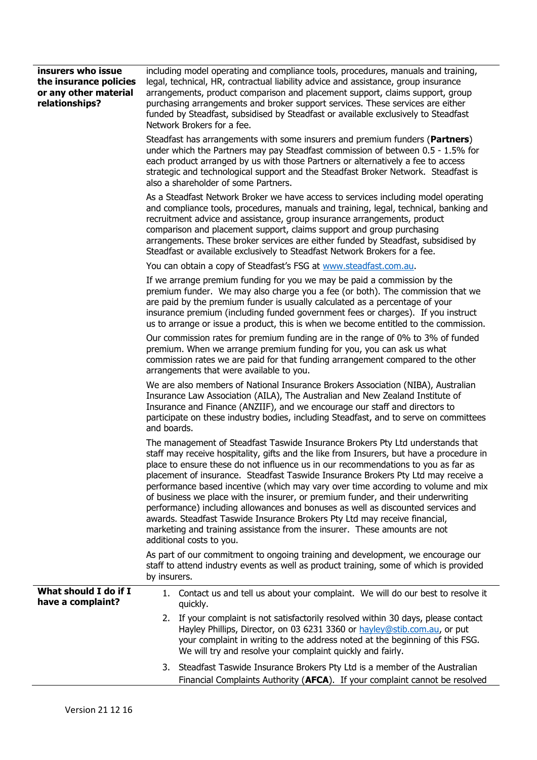| | |
|---|---|
| **insurers who issue the insurance policies or any other material relationships?** | including model operating and compliance tools, procedures, manuals and training, legal, technical, HR, contractual liability advice and assistance, group insurance arrangements, product comparison and placement support, claims support, group purchasing arrangements and broker support services. These services are either funded by Steadfast, subsidised by Steadfast or available exclusively to Steadfast Network Brokers for a fee.<br><br>Steadfast has arrangements with some insurers and premium funders (**Partners**) under which the Partners may pay Steadfast commission of between 0.5 - 1.5% for each product arranged by us with those Partners or alternatively a fee to access strategic and technological support and the Steadfast Broker Network. Steadfast is also a shareholder of some Partners.<br><br>As a Steadfast Network Broker we have access to services including model operating and compliance tools, procedures, manuals and training, legal, technical, banking and recruitment advice and assistance, group insurance arrangements, product comparison and placement support, claims support and group purchasing arrangements. These broker services are either funded by Steadfast, subsidised by Steadfast or available exclusively to Steadfast Network Brokers for a fee.<br><br>You can obtain a copy of Steadfast's FSG at www.steadfast.com.au.<br><br>If we arrange premium funding for you we may be paid a commission by the premium funder. We may also charge you a fee (or both). The commission that we are paid by the premium funder is usually calculated as a percentage of your insurance premium (including funded government fees or charges). If you instruct us to arrange or issue a product, this is when we become entitled to the commission.<br><br>Our commission rates for premium funding are in the range of 0% to 3% of funded premium. When we arrange premium funding for you, you can ask us what commission rates we are paid for that funding arrangement compared to the other arrangements that were available to you.<br><br>We are also members of National Insurance Brokers Association (NIBA), Australian Insurance Law Association (AILA), The Australian and New Zealand Institute of Insurance and Finance (ANZIIF), and we encourage our staff and directors to participate on these industry bodies, including Steadfast, and to serve on committees and boards.<br><br>The management of Steadfast Taswide Insurance Brokers Pty Ltd understands that staff may receive hospitality, gifts and the like from Insurers, but have a procedure in place to ensure these do not influence us in our recommendations to you as far as placement of insurance. Steadfast Taswide Insurance Brokers Pty Ltd may receive a performance based incentive (which may vary over time according to volume and mix of business we place with the insurer, or premium funder, and their underwriting performance) including allowances and bonuses as well as discounted services and awards. Steadfast Taswide Insurance Brokers Pty Ltd may receive financial, marketing and training assistance from the insurer. These amounts are not additional costs to you.<br><br>As part of our commitment to ongoing training and development, we encourage our staff to attend industry events as well as product training, some of which is provided by insurers. |
| **What should I do if I have a complaint?** | 1. Contact us and tell us about your complaint. We will do our best to resolve it quickly.<br>2. If your complaint is not satisfactorily resolved within 30 days, please contact Hayley Phillips, Director, on 03 6231 3360 or hayley@stib.com.au, or put your complaint in writing to the address noted at the beginning of this FSG. We will try and resolve your complaint quickly and fairly.<br>3. Steadfast Taswide Insurance Brokers Pty Ltd is a member of the Australian Financial Complaints Authority (**AFCA**). If your complaint cannot be resolved |

Version 21 12 16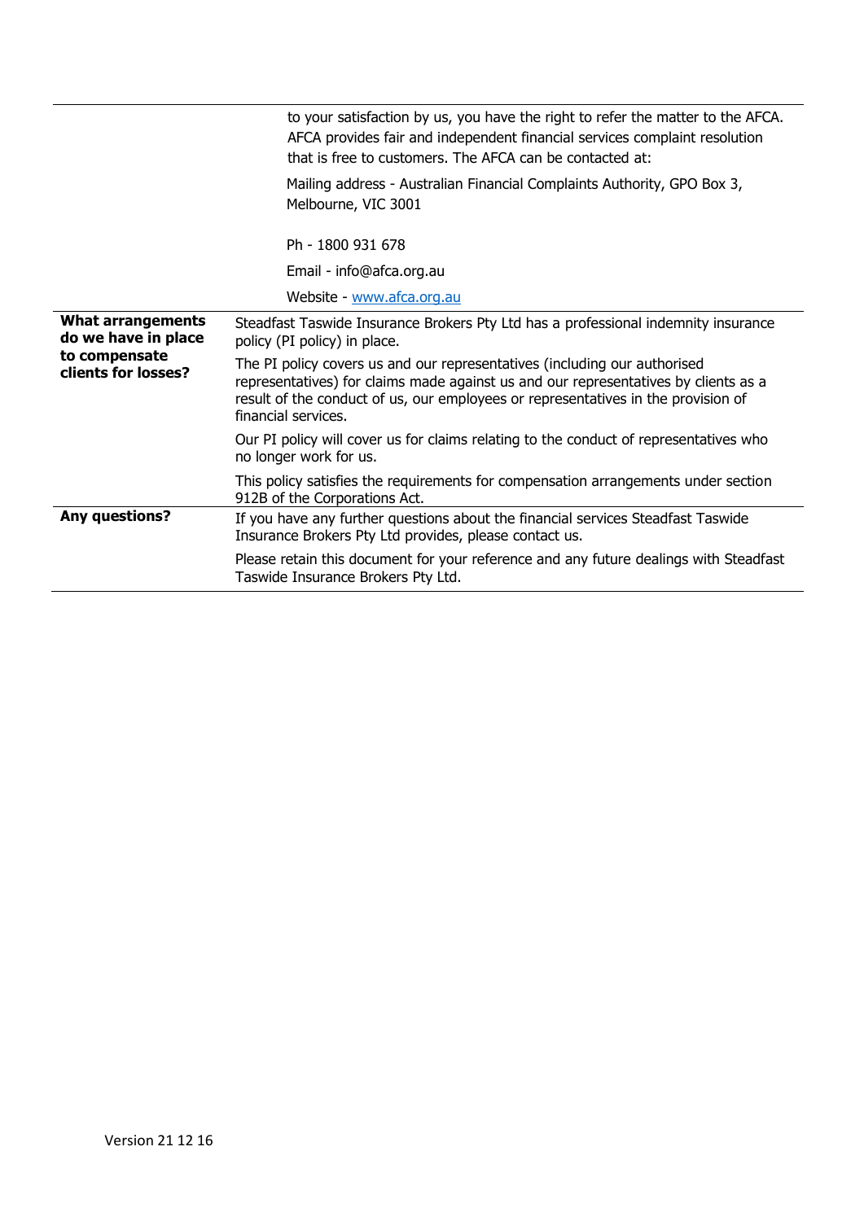| | |
|---|---|
| | to your satisfaction by us, you have the right to refer the matter to the AFCA. AFCA provides fair and independent financial services complaint resolution that is free to customers. The AFCA can be contacted at:<br><br>Mailing address - Australian Financial Complaints Authority, GPO Box 3, Melbourne, VIC 3001<br><br>Ph - 1800 931 678<br><br>Email - info@afca.org.au<br><br>Website - [www.afca.org.au](http://www.afca.org.au) |
| **What arrangements do we have in place to compensate clients for losses?** | Steadfast Taswide Insurance Brokers Pty Ltd has a professional indemnity insurance policy (PI policy) in place.<br><br>The PI policy covers us and our representatives (including our authorised representatives) for claims made against us and our representatives by clients as a result of the conduct of us, our employees or representatives in the provision of financial services.<br><br>Our PI policy will cover us for claims relating to the conduct of representatives who no longer work for us.<br><br>This policy satisfies the requirements for compensation arrangements under section 912B of the Corporations Act. |
| **Any questions?** | If you have any further questions about the financial services Steadfast Taswide Insurance Brokers Pty Ltd provides, please contact us.<br><br>Please retain this document for your reference and any future dealings with Steadfast Taswide Insurance Brokers Pty Ltd. |

Version 21 12 16